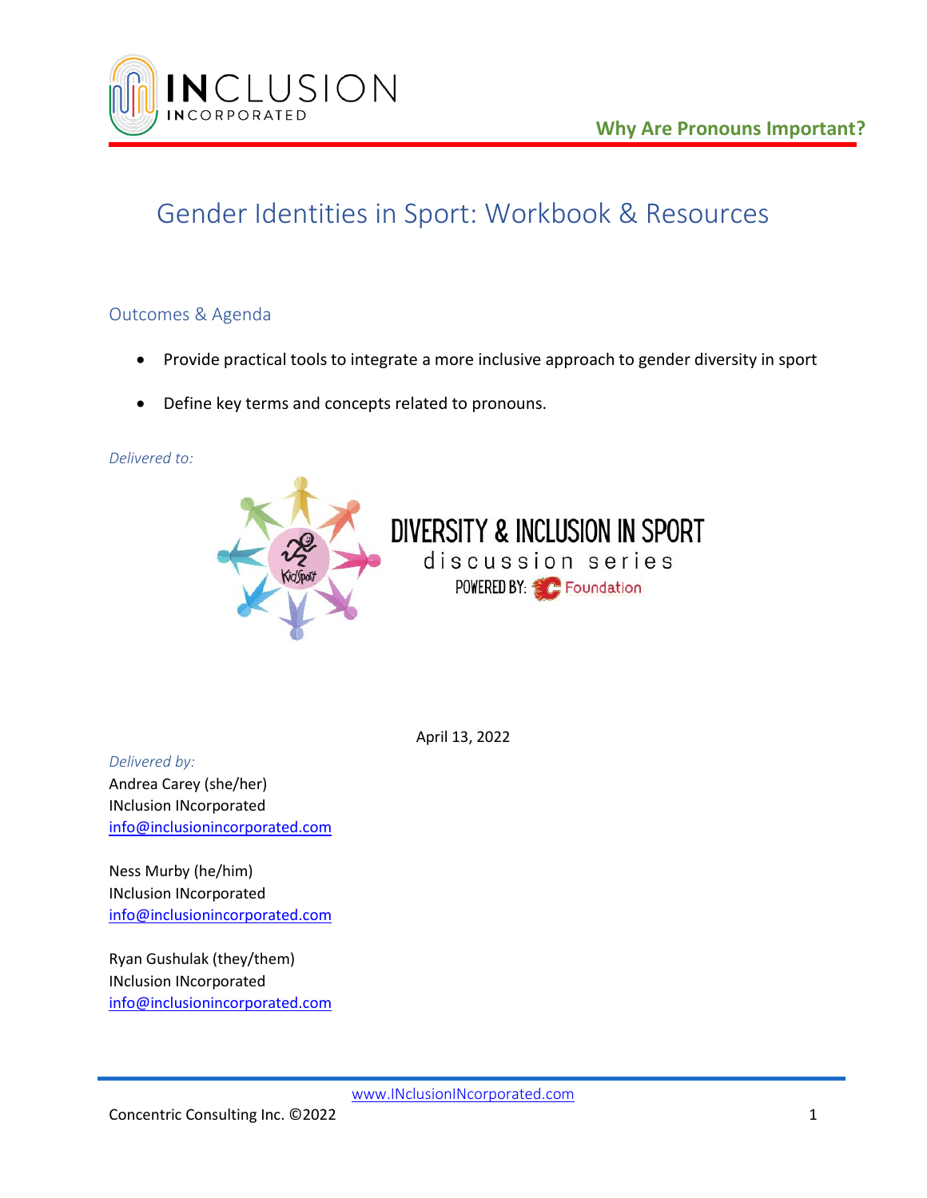# Gender Identities in Sport: Workbook & Resources

## Outcomes & Agenda

- Provide practical tools to integrate a more inclusive approach to gender diversity in sport
- Define key terms and concepts related to pronouns.

*Delivered to:*

DIVERSITY & INCLUSION IN SPORT
discussion series
POWERED BY: Foundation

April 13, 2022

*Delivered by:*

Andrea Carey (she/her)
INclusion INcorporated
info@inclusionincorporated.com

Ness Murby (he/him)
INclusion INcorporated
info@inclusionincorporated.com

Ryan Gushulak (they/them)
INclusion INcorporated
info@inclusionincorporated.com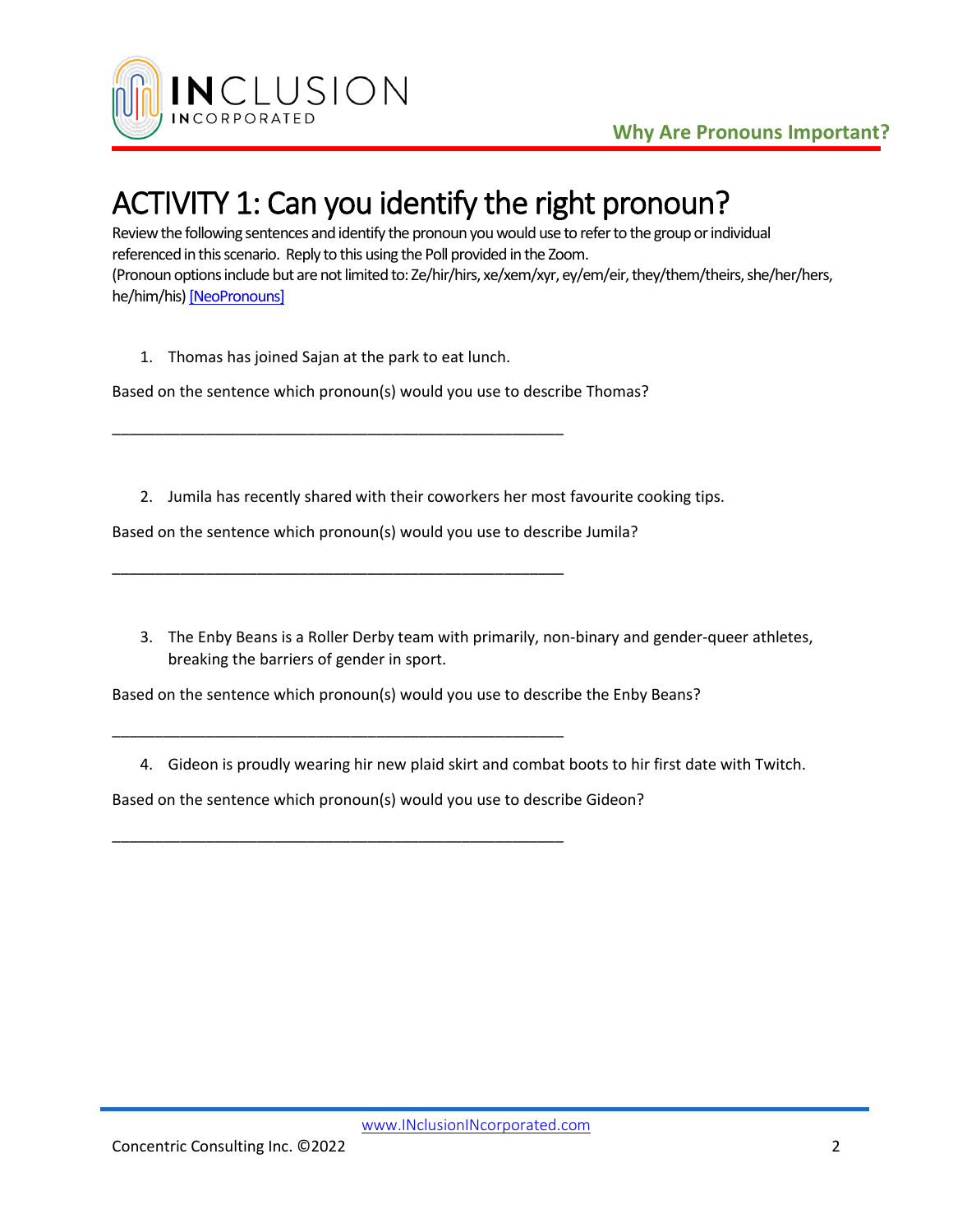# ACTIVITY 1: Can you identify the right pronoun?

Review the following sentences and identify the pronoun you would use to refer to the group or individual referenced in this scenario. Reply to this using the Poll provided in the Zoom.
(Pronoun options include but are not limited to: Ze/hir/hirs, xe/xem/xyr, ey/em/eir, they/them/theirs, she/her/hers, he/him/his) [NeoPronouns]

1. Thomas has joined Sajan at the park to eat lunch.

Based on the sentence which pronoun(s) would you use to describe Thomas?

_______________________________________________________

2. Jumila has recently shared with their coworkers her most favourite cooking tips.

Based on the sentence which pronoun(s) would you use to describe Jumila?

_______________________________________________________

3. The Enby Beans is a Roller Derby team with primarily, non-binary and gender-queer athletes, breaking the barriers of gender in sport.

Based on the sentence which pronoun(s) would you use to describe the Enby Beans?

_______________________________________________________

4. Gideon is proudly wearing hir new plaid skirt and combat boots to hir first date with Twitch.

Based on the sentence which pronoun(s) would you use to describe Gideon?

_______________________________________________________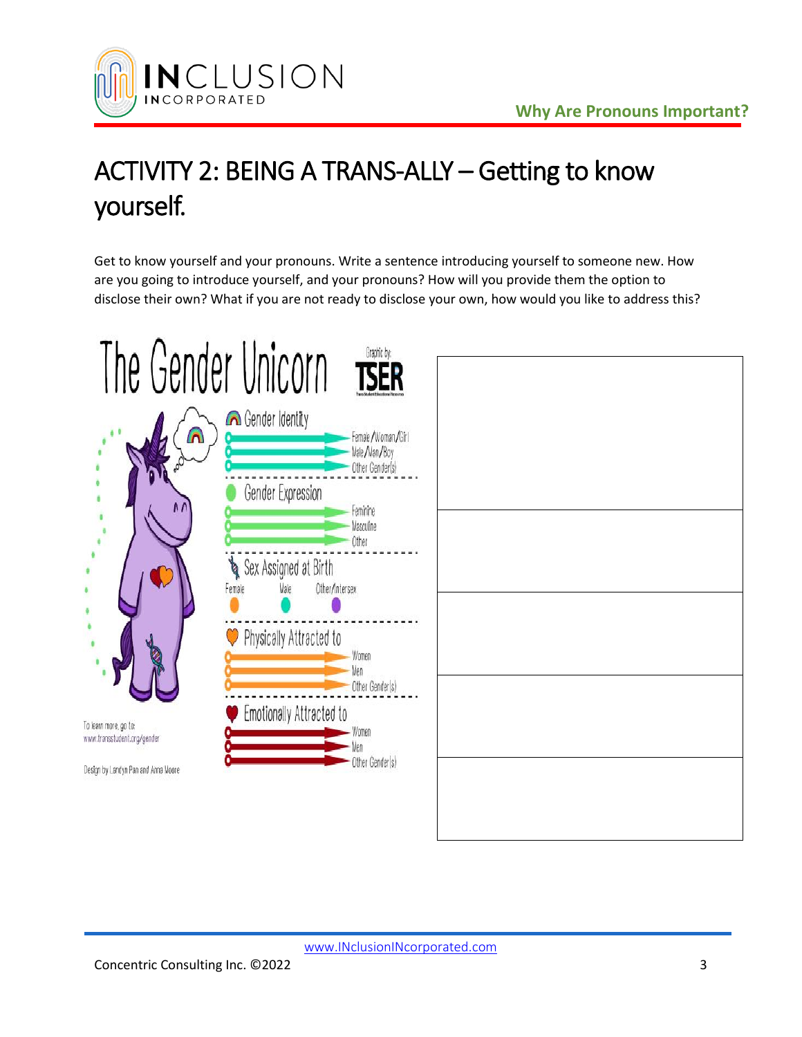# ACTIVITY 2: BEING A TRANS-ALLY – Getting to know yourself.

Get to know yourself and your pronouns. Write a sentence introducing yourself to someone new. How are you going to introduce yourself, and your pronouns? How will you provide them the option to disclose their own? What if you are not ready to disclose your own, how would you like to address this?

The Gender Unicorn

Graphic by: TSER

Gender Identity
- Female/Woman/Girl
- Male/Man/Boy
- Other Gender(s)

Gender Expression
- Feminine
- Masculine
- Other

Sex Assigned at Birth
- Female
- Male
- Other/Intersex

Physically Attracted to
- Women
- Men
- Other Gender(s)

Emotionally Attracted to
- Women
- Men
- Other Gender(s)

To learn more, go to: www.transstudent.org/gender

Design by Landyn Pan and Anna Moore

| |
|---|
| |
| |
| |
| |
| |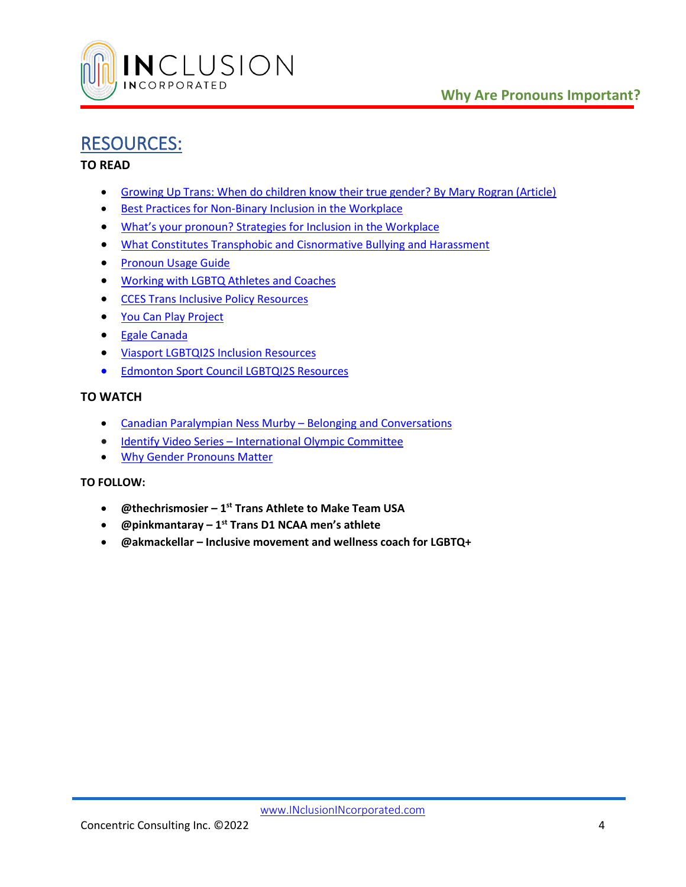# RESOURCES:

**TO READ**

- Growing Up Trans: When do children know their true gender? By Mary Rogran (Article)
- Best Practices for Non-Binary Inclusion in the Workplace
- What's your pronoun? Strategies for Inclusion in the Workplace
- What Constitutes Transphobic and Cisnormative Bullying and Harassment
- Pronoun Usage Guide
- Working with LGBTQ Athletes and Coaches
- CCES Trans Inclusive Policy Resources
- You Can Play Project
- Egale Canada
- Viasport LGBTQI2S Inclusion Resources
- Edmonton Sport Council LGBTQI2S Resources

**TO WATCH**

- Canadian Paralympian Ness Murby – Belonging and Conversations
- Identify Video Series – International Olympic Committee
- Why Gender Pronouns Matter

**TO FOLLOW:**

- **@thechrismosier – 1st Trans Athlete to Make Team USA**
- **@pinkmantaray – 1st Trans D1 NCAA men's athlete**
- **@akmackellar – Inclusive movement and wellness coach for LGBTQ+**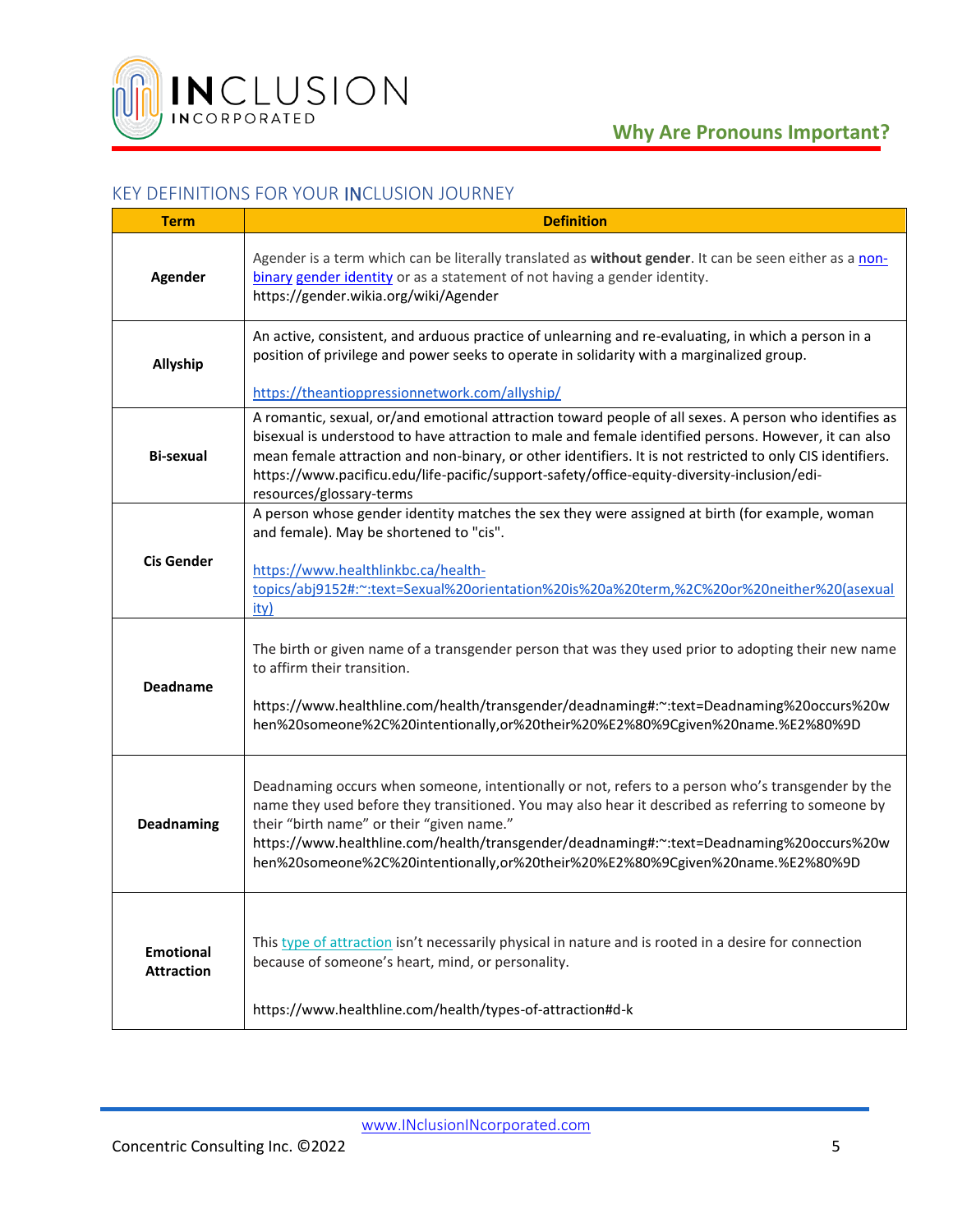## KEY DEFINITIONS FOR YOUR INCLUSION JOURNEY

| Term | Definition |
|---|---|
| **Agender** | Agender is a term which can be literally translated as **without gender**. It can be seen either as a non-binary gender identity or as a statement of not having a gender identity. https://gender.wikia.org/wiki/Agender |
| **Allyship** | An active, consistent, and arduous practice of unlearning and re-evaluating, in which a person in a position of privilege and power seeks to operate in solidarity with a marginalized group. https://theantioppressionnetwork.com/allyship/ |
| **Bi-sexual** | A romantic, sexual, or/and emotional attraction toward people of all sexes. A person who identifies as bisexual is understood to have attraction to male and female identified persons. However, it can also mean female attraction and non-binary, or other identifiers. It is not restricted to only CIS identifiers. https://www.pacificu.edu/life-pacific/support-safety/office-equity-diversity-inclusion/edi-resources/glossary-terms |
| **Cis Gender** | A person whose gender identity matches the sex they were assigned at birth (for example, woman and female). May be shortened to "cis". https://www.healthlinkbc.ca/health-topics/abj9152#:~:text=Sexual%20orientation%20is%20a%20term,%2C%20or%20neither%20(asexuality) |
| **Deadname** | The birth or given name of a transgender person that was they used prior to adopting their new name to affirm their transition. https://www.healthline.com/health/transgender/deadnaming#:~:text=Deadnaming%20occurs%20when%20someone%2C%20intentionally,or%20their%20%E2%80%9Cgiven%20name.%E2%80%9D |
| **Deadnaming** | Deadnaming occurs when someone, intentionally or not, refers to a person who's transgender by the name they used before they transitioned. You may also hear it described as referring to someone by their "birth name" or their "given name." https://www.healthline.com/health/transgender/deadnaming#:~:text=Deadnaming%20occurs%20when%20someone%2C%20intentionally,or%20their%20%E2%80%9Cgiven%20name.%E2%80%9D |
| **Emotional Attraction** | This type of attraction isn't necessarily physical in nature and is rooted in a desire for connection because of someone's heart, mind, or personality. https://www.healthline.com/health/types-of-attraction#d-k |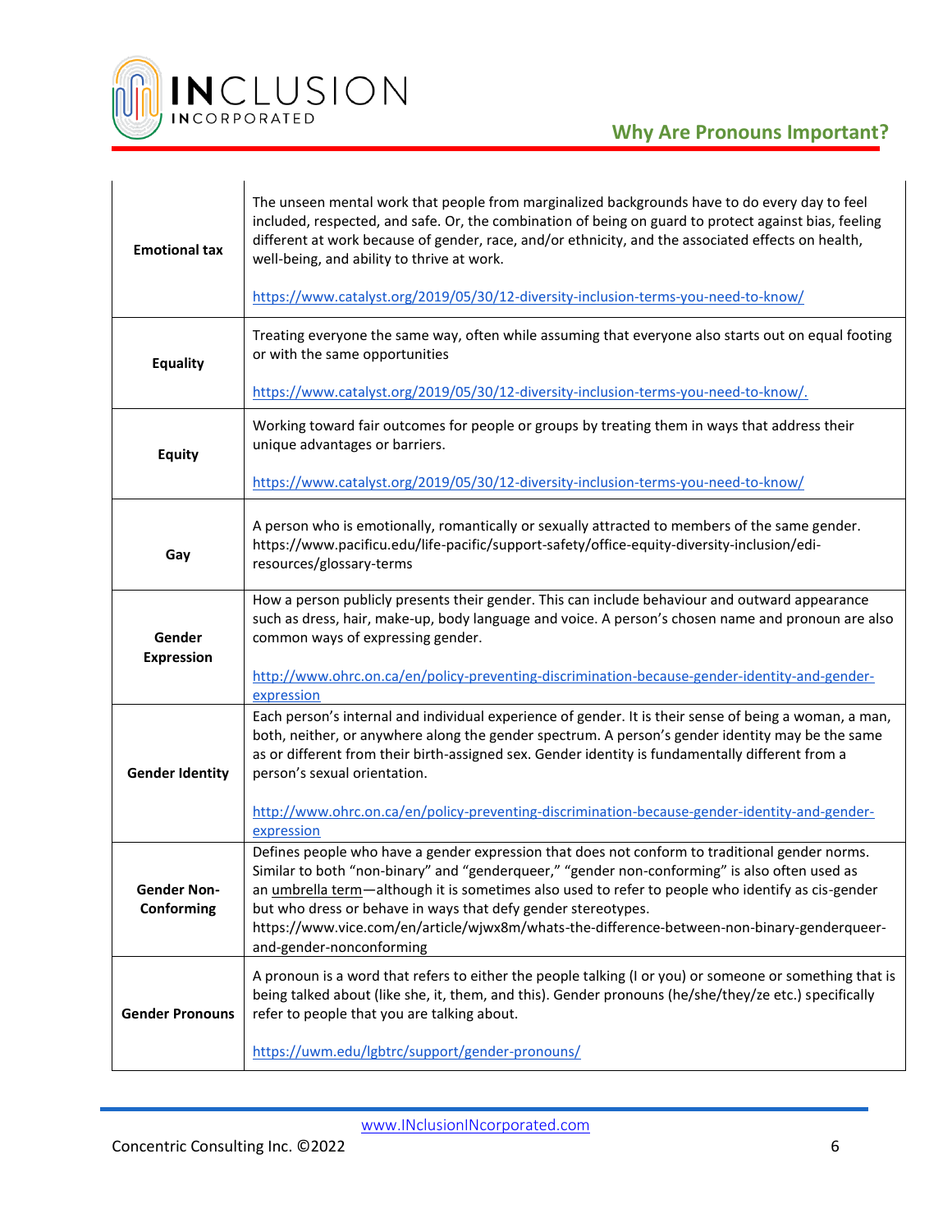| | |
|---|---|
| **Emotional tax** | The unseen mental work that people from marginalized backgrounds have to do every day to feel included, respected, and safe. Or, the combination of being on guard to protect against bias, feeling different at work because of gender, race, and/or ethnicity, and the associated effects on health, well-being, and ability to thrive at work.<br><br>https://www.catalyst.org/2019/05/30/12-diversity-inclusion-terms-you-need-to-know/ |
| **Equality** | Treating everyone the same way, often while assuming that everyone also starts out on equal footing or with the same opportunities<br><br>https://www.catalyst.org/2019/05/30/12-diversity-inclusion-terms-you-need-to-know/. |
| **Equity** | Working toward fair outcomes for people or groups by treating them in ways that address their unique advantages or barriers.<br><br>https://www.catalyst.org/2019/05/30/12-diversity-inclusion-terms-you-need-to-know/ |
| **Gay** | A person who is emotionally, romantically or sexually attracted to members of the same gender. https://www.pacificu.edu/life-pacific/support-safety/office-equity-diversity-inclusion/edi-resources/glossary-terms |
| **Gender Expression** | How a person publicly presents their gender. This can include behaviour and outward appearance such as dress, hair, make-up, body language and voice. A person's chosen name and pronoun are also common ways of expressing gender.<br><br>http://www.ohrc.on.ca/en/policy-preventing-discrimination-because-gender-identity-and-gender-expression |
| **Gender Identity** | Each person's internal and individual experience of gender. It is their sense of being a woman, a man, both, neither, or anywhere along the gender spectrum. A person's gender identity may be the same as or different from their birth-assigned sex. Gender identity is fundamentally different from a person's sexual orientation.<br><br>http://www.ohrc.on.ca/en/policy-preventing-discrimination-because-gender-identity-and-gender-expression |
| **Gender Non-Conforming** | Defines people who have a gender expression that does not conform to traditional gender norms. Similar to both "non-binary" and "genderqueer," "gender non-conforming" is also often used as an umbrella term—although it is sometimes also used to refer to people who identify as cis-gender but who dress or behave in ways that defy gender stereotypes. https://www.vice.com/en/article/wjwx8m/whats-the-difference-between-non-binary-genderqueer-and-gender-nonconforming |
| **Gender Pronouns** | A pronoun is a word that refers to either the people talking (I or you) or someone or something that is being talked about (like she, it, them, and this). Gender pronouns (he/she/they/ze etc.) specifically refer to people that you are talking about.<br><br>https://uwm.edu/lgbtrc/support/gender-pronouns/ |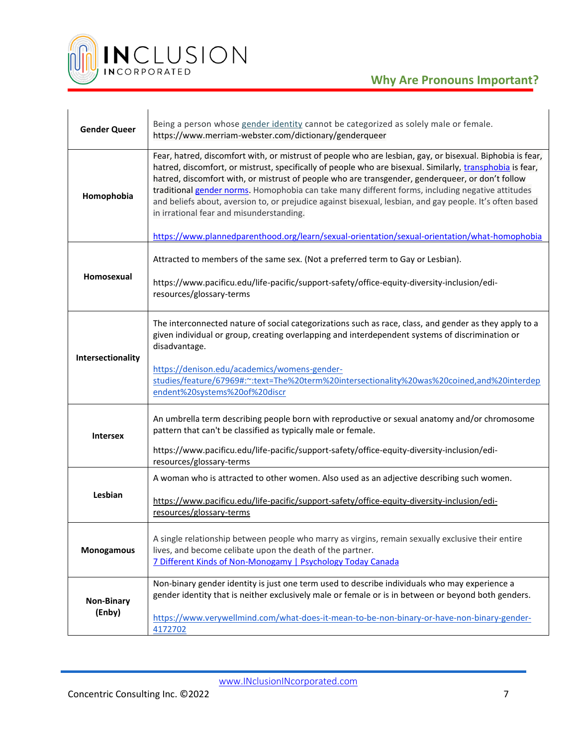| | |
|---|---|
| **Gender Queer** | Being a person whose gender identity cannot be categorized as solely male or female. https://www.merriam-webster.com/dictionary/genderqueer |
| **Homophobia** | Fear, hatred, discomfort with, or mistrust of people who are lesbian, gay, or bisexual. Biphobia is fear, hatred, discomfort, or mistrust, specifically of people who are bisexual. Similarly, transphobia is fear, hatred, discomfort with, or mistrust of people who are transgender, genderqueer, or don't follow traditional gender norms. Homophobia can take many different forms, including negative attitudes and beliefs about, aversion to, or prejudice against bisexual, lesbian, and gay people. It's often based in irrational fear and misunderstanding. <br><br> https://www.plannedparenthood.org/learn/sexual-orientation/sexual-orientation/what-homophobia |
| **Homosexual** | Attracted to members of the same sex. (Not a preferred term to Gay or Lesbian). <br><br> https://www.pacificu.edu/life-pacific/support-safety/office-equity-diversity-inclusion/edi-resources/glossary-terms |
| **Intersectionality** | The interconnected nature of social categorizations such as race, class, and gender as they apply to a given individual or group, creating overlapping and interdependent systems of discrimination or disadvantage. <br><br> https://denison.edu/academics/womens-gender-studies/feature/67969#:~:text=The%20term%20intersectionality%20was%20coined,and%20interdependent%20systems%20of%20discr |
| **Intersex** | An umbrella term describing people born with reproductive or sexual anatomy and/or chromosome pattern that can't be classified as typically male or female. <br><br> https://www.pacificu.edu/life-pacific/support-safety/office-equity-diversity-inclusion/edi-resources/glossary-terms |
| **Lesbian** | A woman who is attracted to other women. Also used as an adjective describing such women. <br><br> https://www.pacificu.edu/life-pacific/support-safety/office-equity-diversity-inclusion/edi-resources/glossary-terms |
| **Monogamous** | A single relationship between people who marry as virgins, remain sexually exclusive their entire lives, and become celibate upon the death of the partner. <br> 7 Different Kinds of Non-Monogamy \| Psychology Today Canada |
| **Non-Binary (Enby)** | Non-binary gender identity is just one term used to describe individuals who may experience a gender identity that is neither exclusively male or female or is in between or beyond both genders. <br><br> https://www.verywellmind.com/what-does-it-mean-to-be-non-binary-or-have-non-binary-gender-4172702 |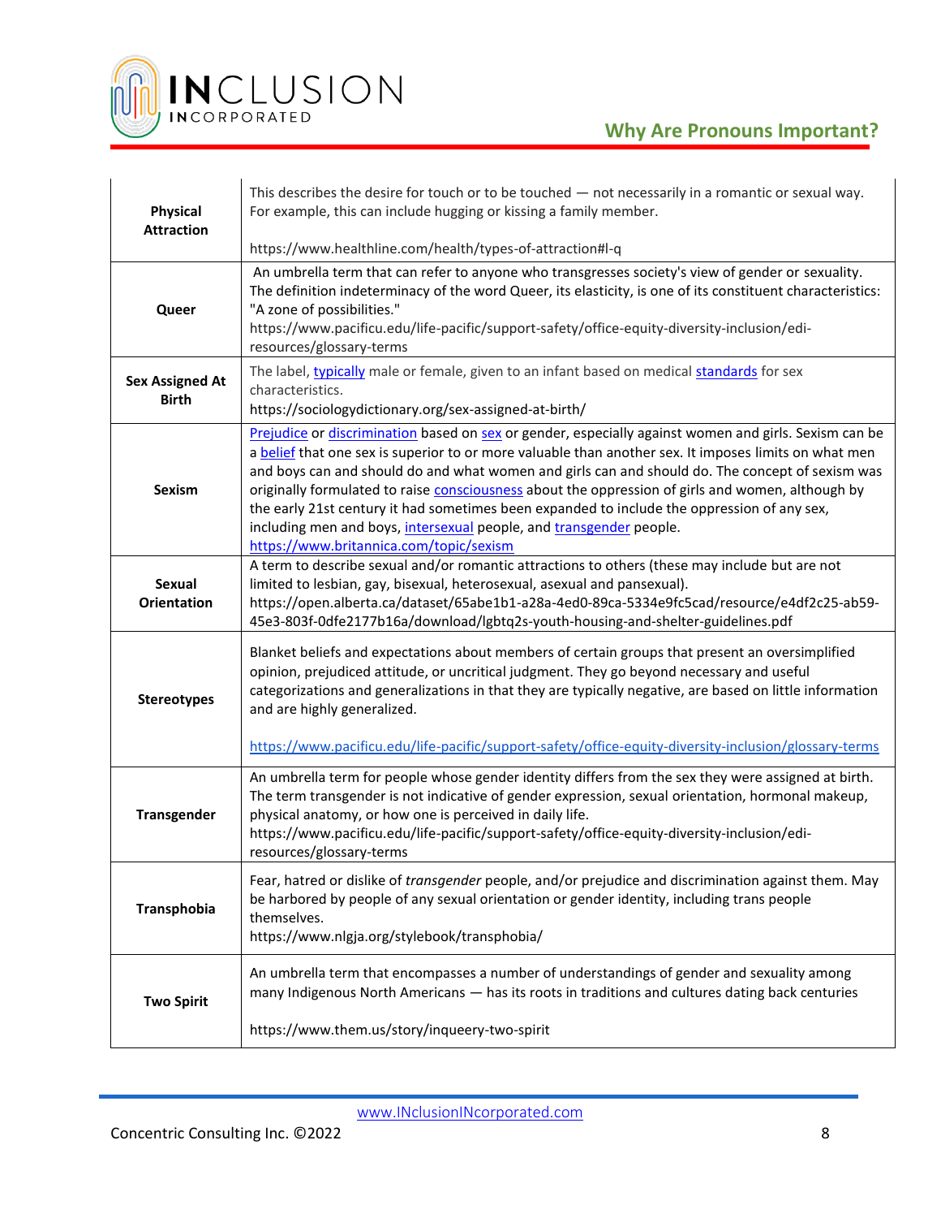| | |
|---|---|
| **Physical Attraction** | This describes the desire for touch or to be touched — not necessarily in a romantic or sexual way. For example, this can include hugging or kissing a family member.<br><br>https://www.healthline.com/health/types-of-attraction#l-q |
| **Queer** | An umbrella term that can refer to anyone who transgresses society's view of gender or sexuality. The definition indeterminacy of the word Queer, its elasticity, is one of its constituent characteristics: "A zone of possibilities."<br>https://www.pacificu.edu/life-pacific/support-safety/office-equity-diversity-inclusion/edi-resources/glossary-terms |
| **Sex Assigned At Birth** | The label, typically male or female, given to an infant based on medical standards for sex characteristics.<br>https://sociologydictionary.org/sex-assigned-at-birth/ |
| **Sexism** | Prejudice or discrimination based on sex or gender, especially against women and girls. Sexism can be a belief that one sex is superior to or more valuable than another sex. It imposes limits on what men and boys can and should do and what women and girls can and should do. The concept of sexism was originally formulated to raise consciousness about the oppression of girls and women, although by the early 21st century it had sometimes been expanded to include the oppression of any sex, including men and boys, intersexual people, and transgender people.<br>https://www.britannica.com/topic/sexism |
| **Sexual Orientation** | A term to describe sexual and/or romantic attractions to others (these may include but are not limited to lesbian, gay, bisexual, heterosexual, asexual and pansexual).<br>https://open.alberta.ca/dataset/65abe1b1-a28a-4ed0-89ca-5334e9fc5cad/resource/e4df2c25-ab59-45e3-803f-0dfe2177b16a/download/lgbtq2s-youth-housing-and-shelter-guidelines.pdf |
| **Stereotypes** | Blanket beliefs and expectations about members of certain groups that present an oversimplified opinion, prejudiced attitude, or uncritical judgment. They go beyond necessary and useful categorizations and generalizations in that they are typically negative, are based on little information and are highly generalized.<br><br>https://www.pacificu.edu/life-pacific/support-safety/office-equity-diversity-inclusion/glossary-terms |
| **Transgender** | An umbrella term for people whose gender identity differs from the sex they were assigned at birth. The term transgender is not indicative of gender expression, sexual orientation, hormonal makeup, physical anatomy, or how one is perceived in daily life.<br>https://www.pacificu.edu/life-pacific/support-safety/office-equity-diversity-inclusion/edi-resources/glossary-terms |
| **Transphobia** | Fear, hatred or dislike of *transgender* people, and/or prejudice and discrimination against them. May be harbored by people of any sexual orientation or gender identity, including trans people themselves.<br>https://www.nlgja.org/stylebook/transphobia/ |
| **Two Spirit** | An umbrella term that encompasses a number of understandings of gender and sexuality among many Indigenous North Americans — has its roots in traditions and cultures dating back centuries<br><br>https://www.them.us/story/inqueery-two-spirit |